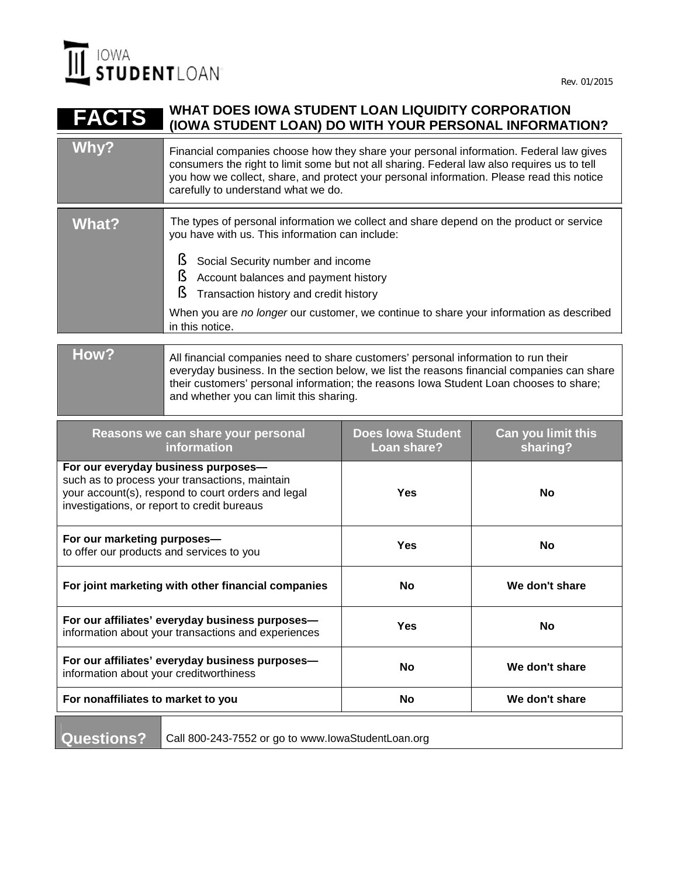IOWA STUDENTLOAN

Rev. 01/2015

# FACTS — WHAT DOES IOWA STUDENT LOAN LIQUIDITY CORPORATION (IOWA STUDENT LOAN) DO WITH YOUR PERSONAL INFORMATION?

| | |
|---|---|
| **Why?** | Financial companies choose how they share your personal information. Federal law gives consumers the right to limit some but not all sharing. Federal law also requires us to tell you how we collect, share, and protect your personal information. Please read this notice carefully to understand what we do. |
| **What?** | The types of personal information we collect and share depend on the product or service you have with us. This information can include:<br>- Social Security number and income<br>- Account balances and payment history<br>- Transaction history and credit history<br><br>When you are *no longer* our customer, we continue to share your information as described in this notice. |
| **How?** | All financial companies need to share customers' personal information to run their everyday business. In the section below, we list the reasons financial companies can share their customers' personal information; the reasons Iowa Student Loan chooses to share; and whether you can limit this sharing. |

| Reasons we can share your personal information | Does Iowa Student Loan share? | Can you limit this sharing? |
|---|---|---|
| **For our everyday business purposes—** such as to process your transactions, maintain your account(s), respond to court orders and legal investigations, or report to credit bureaus | **Yes** | **No** |
| **For our marketing purposes—** to offer our products and services to you | **Yes** | **No** |
| **For joint marketing with other financial companies** | **No** | **We don't share** |
| **For our affiliates' everyday business purposes—** information about your transactions and experiences | **Yes** | **No** |
| **For our affiliates' everyday business purposes—** information about your creditworthiness | **No** | **We don't share** |
| **For nonaffiliates to market to you** | **No** | **We don't share** |

| | |
|---|---|
| **Questions?** | Call 800-243-7552 or go to www.IowaStudentLoan.org |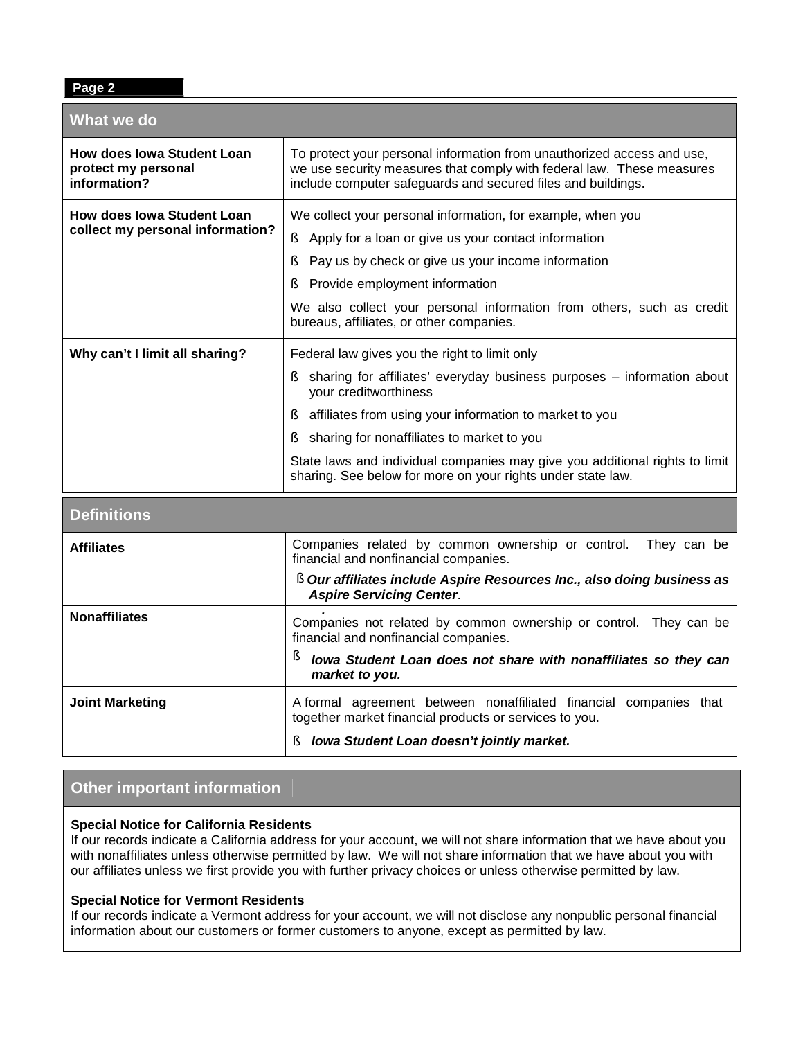| What we do | |
|---|---|
| **How does Iowa Student Loan protect my personal information?** | To protect your personal information from unauthorized access and use, we use security measures that comply with federal law. These measures include computer safeguards and secured files and buildings. |
| **How does Iowa Student Loan collect my personal information?** | We collect your personal information, for example, when you<br>§ Apply for a loan or give us your contact information<br>§ Pay us by check or give us your income information<br>§ Provide employment information<br>We also collect your personal information from others, such as credit bureaus, affiliates, or other companies. |
| **Why can't I limit all sharing?** | Federal law gives you the right to limit only<br>§ sharing for affiliates' everyday business purposes – information about your creditworthiness<br>§ affiliates from using your information to market to you<br>§ sharing for nonaffiliates to market to you<br>State laws and individual companies may give you additional rights to limit sharing. See below for more on your rights under state law. |

| Definitions | |
|---|---|
| **Affiliates** | Companies related by common ownership or control. They can be financial and nonfinancial companies.<br>§ ***Our affiliates include Aspire Resources Inc., also doing business as Aspire Servicing Center***. |
| **Nonaffiliates** | Companies not related by common ownership or control. They can be financial and nonfinancial companies.<br>§ ***Iowa Student Loan does not share with nonaffiliates so they can market to you.*** |
| **Joint Marketing** | A formal agreement between nonaffiliated financial companies that together market financial products or services to you.<br>§ ***Iowa Student Loan doesn't jointly market.*** |

## Other important information

**Special Notice for California Residents**
If our records indicate a California address for your account, we will not share information that we have about you with nonaffiliates unless otherwise permitted by law. We will not share information that we have about you with our affiliates unless we first provide you with further privacy choices or unless otherwise permitted by law.

**Special Notice for Vermont Residents**
If our records indicate a Vermont address for your account, we will not disclose any nonpublic personal financial information about our customers or former customers to anyone, except as permitted by law.